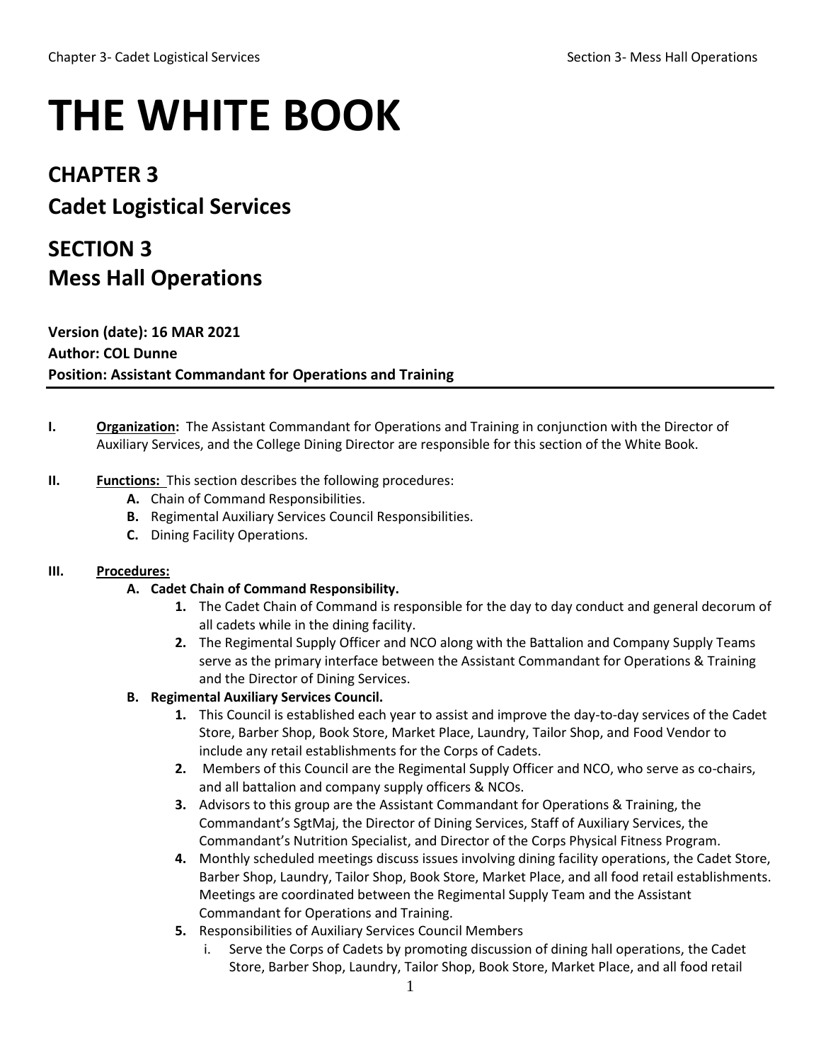# THE WHITE BOOK

## CHAPTER 3
## Cadet Logistical Services

## SECTION 3
## Mess Hall Operations

**Version (date): 16 MAR 2021**
**Author: COL Dunne**
**Position: Assistant Commandant for Operations and Training**

---

**I.** **<u>Organization</u>:** The Assistant Commandant for Operations and Training in conjunction with the Director of Auxiliary Services, and the College Dining Director are responsible for this section of the White Book.

**II.** **<u>Functions:</u>** This section describes the following procedures:

- **A.** Chain of Command Responsibilities.
- **B.** Regimental Auxiliary Services Council Responsibilities.
- **C.** Dining Facility Operations.

**III.** **<u>Procedures:</u>**

**A. Cadet Chain of Command Responsibility.**

1. The Cadet Chain of Command is responsible for the day to day conduct and general decorum of all cadets while in the dining facility.
2. The Regimental Supply Officer and NCO along with the Battalion and Company Supply Teams serve as the primary interface between the Assistant Commandant for Operations & Training and the Director of Dining Services.

**B. Regimental Auxiliary Services Council.**

1. This Council is established each year to assist and improve the day-to-day services of the Cadet Store, Barber Shop, Book Store, Market Place, Laundry, Tailor Shop, and Food Vendor to include any retail establishments for the Corps of Cadets.
2. Members of this Council are the Regimental Supply Officer and NCO, who serve as co-chairs, and all battalion and company supply officers & NCOs.
3. Advisors to this group are the Assistant Commandant for Operations & Training, the Commandant's SgtMaj, the Director of Dining Services, Staff of Auxiliary Services, the Commandant's Nutrition Specialist, and Director of the Corps Physical Fitness Program.
4. Monthly scheduled meetings discuss issues involving dining facility operations, the Cadet Store, Barber Shop, Laundry, Tailor Shop, Book Store, Market Place, and all food retail establishments. Meetings are coordinated between the Regimental Supply Team and the Assistant Commandant for Operations and Training.
5. Responsibilities of Auxiliary Services Council Members
   1. Serve the Corps of Cadets by promoting discussion of dining hall operations, the Cadet Store, Barber Shop, Laundry, Tailor Shop, Book Store, Market Place, and all food retail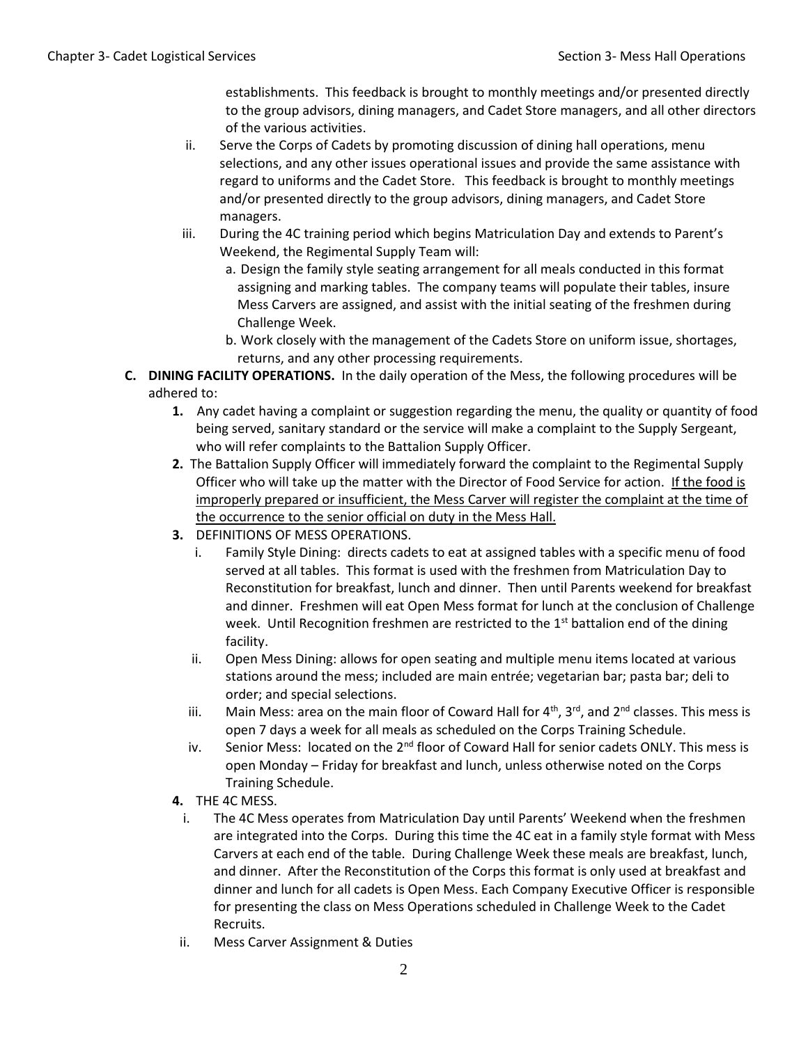establishments. This feedback is brought to monthly meetings and/or presented directly to the group advisors, dining managers, and Cadet Store managers, and all other directors of the various activities.

ii. Serve the Corps of Cadets by promoting discussion of dining hall operations, menu selections, and any other issues operational issues and provide the same assistance with regard to uniforms and the Cadet Store. This feedback is brought to monthly meetings and/or presented directly to the group advisors, dining managers, and Cadet Store managers.

iii. During the 4C training period which begins Matriculation Day and extends to Parent's Weekend, the Regimental Supply Team will:

   a. Design the family style seating arrangement for all meals conducted in this format assigning and marking tables. The company teams will populate their tables, insure Mess Carvers are assigned, and assist with the initial seating of the freshmen during Challenge Week.

   b. Work closely with the management of the Cadets Store on uniform issue, shortages, returns, and any other processing requirements.

**C. DINING FACILITY OPERATIONS.** In the daily operation of the Mess, the following procedures will be adhered to:

**1.** Any cadet having a complaint or suggestion regarding the menu, the quality or quantity of food being served, sanitary standard or the service will make a complaint to the Supply Sergeant, who will refer complaints to the Battalion Supply Officer.

**2.** The Battalion Supply Officer will immediately forward the complaint to the Regimental Supply Officer who will take up the matter with the Director of Food Service for action. <u>If the food is improperly prepared or insufficient, the Mess Carver will register the complaint at the time of the occurrence to the senior official on duty in the Mess Hall.</u>

**3.** DEFINITIONS OF MESS OPERATIONS.

i. Family Style Dining: directs cadets to eat at assigned tables with a specific menu of food served at all tables. This format is used with the freshmen from Matriculation Day to Reconstitution for breakfast, lunch and dinner. Then until Parents weekend for breakfast and dinner. Freshmen will eat Open Mess format for lunch at the conclusion of Challenge week. Until Recognition freshmen are restricted to the 1st battalion end of the dining facility.

ii. Open Mess Dining: allows for open seating and multiple menu items located at various stations around the mess; included are main entrée; vegetarian bar; pasta bar; deli to order; and special selections.

iii. Main Mess: area on the main floor of Coward Hall for 4th, 3rd, and 2nd classes. This mess is open 7 days a week for all meals as scheduled on the Corps Training Schedule.

iv. Senior Mess: located on the 2nd floor of Coward Hall for senior cadets ONLY. This mess is open Monday – Friday for breakfast and lunch, unless otherwise noted on the Corps Training Schedule.

**4.** THE 4C MESS.

i. The 4C Mess operates from Matriculation Day until Parents' Weekend when the freshmen are integrated into the Corps. During this time the 4C eat in a family style format with Mess Carvers at each end of the table. During Challenge Week these meals are breakfast, lunch, and dinner. After the Reconstitution of the Corps this format is only used at breakfast and dinner and lunch for all cadets is Open Mess. Each Company Executive Officer is responsible for presenting the class on Mess Operations scheduled in Challenge Week to the Cadet Recruits.

ii. Mess Carver Assignment & Duties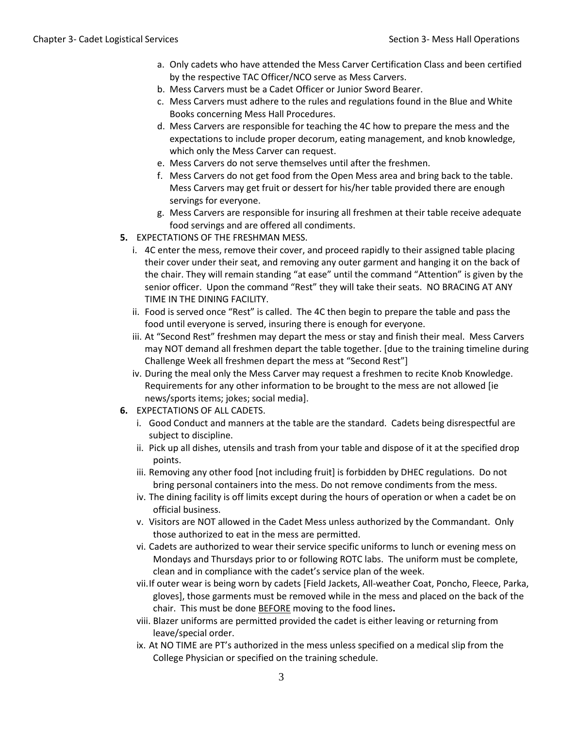a. Only cadets who have attended the Mess Carver Certification Class and been certified by the respective TAC Officer/NCO serve as Mess Carvers.
b. Mess Carvers must be a Cadet Officer or Junior Sword Bearer.
c. Mess Carvers must adhere to the rules and regulations found in the Blue and White Books concerning Mess Hall Procedures.
d. Mess Carvers are responsible for teaching the 4C how to prepare the mess and the expectations to include proper decorum, eating management, and knob knowledge, which only the Mess Carver can request.
e. Mess Carvers do not serve themselves until after the freshmen.
f. Mess Carvers do not get food from the Open Mess area and bring back to the table. Mess Carvers may get fruit or dessert for his/her table provided there are enough servings for everyone.
g. Mess Carvers are responsible for insuring all freshmen at their table receive adequate food servings and are offered all condiments.

**5.** EXPECTATIONS OF THE FRESHMAN MESS.

i. 4C enter the mess, remove their cover, and proceed rapidly to their assigned table placing their cover under their seat, and removing any outer garment and hanging it on the back of the chair. They will remain standing "at ease" until the command "Attention" is given by the senior officer. Upon the command "Rest" they will take their seats. NO BRACING AT ANY TIME IN THE DINING FACILITY.
ii. Food is served once "Rest" is called. The 4C then begin to prepare the table and pass the food until everyone is served, insuring there is enough for everyone.
iii. At "Second Rest" freshmen may depart the mess or stay and finish their meal. Mess Carvers may NOT demand all freshmen depart the table together. [due to the training timeline during Challenge Week all freshmen depart the mess at "Second Rest"]
iv. During the meal only the Mess Carver may request a freshmen to recite Knob Knowledge. Requirements for any other information to be brought to the mess are not allowed [ie news/sports items; jokes; social media].

**6.** EXPECTATIONS OF ALL CADETS.

i. Good Conduct and manners at the table are the standard. Cadets being disrespectful are subject to discipline.
ii. Pick up all dishes, utensils and trash from your table and dispose of it at the specified drop points.
iii. Removing any other food [not including fruit] is forbidden by DHEC regulations. Do not bring personal containers into the mess. Do not remove condiments from the mess.
iv. The dining facility is off limits except during the hours of operation or when a cadet be on official business.
v. Visitors are NOT allowed in the Cadet Mess unless authorized by the Commandant. Only those authorized to eat in the mess are permitted.
vi. Cadets are authorized to wear their service specific uniforms to lunch or evening mess on Mondays and Thursdays prior to or following ROTC labs. The uniform must be complete, clean and in compliance with the cadet's service plan of the week.
vii. If outer wear is being worn by cadets [Field Jackets, All-weather Coat, Poncho, Fleece, Parka, gloves], those garments must be removed while in the mess and placed on the back of the chair. This must be done <u>BEFORE</u> moving to the food lines**.**
viii. Blazer uniforms are permitted provided the cadet is either leaving or returning from leave/special order.
ix. At NO TIME are PT's authorized in the mess unless specified on a medical slip from the College Physician or specified on the training schedule.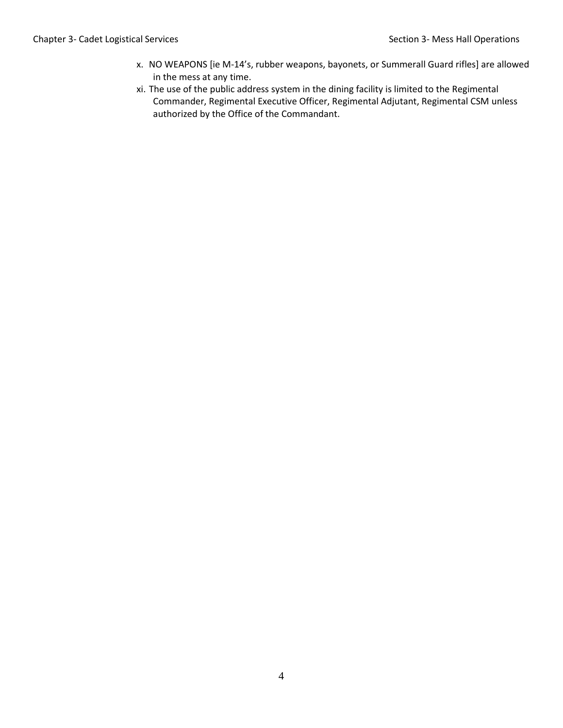x. NO WEAPONS [ie M-14's, rubber weapons, bayonets, or Summerall Guard rifles] are allowed in the mess at any time.

xi. The use of the public address system in the dining facility is limited to the Regimental Commander, Regimental Executive Officer, Regimental Adjutant, Regimental CSM unless authorized by the Office of the Commandant.